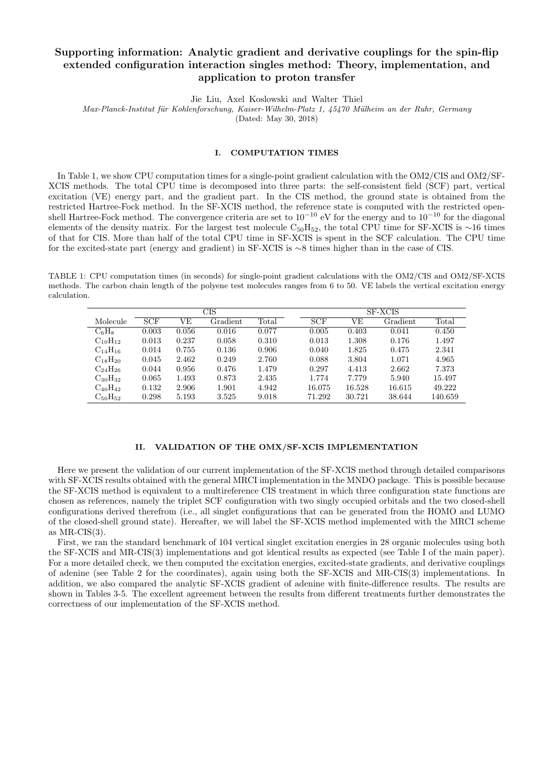# Supporting information: Analytic gradient and derivative couplings for the spin-flip extended configuration interaction singles method: Theory, implementation, and application to proton transfer

Jie Liu, Axel Koslowski and Walter Thiel

*Max-Planck-Institut für Kohlenforschung, Kaiser-Wilhelm-Platz 1, 45470 Mülheim an der Ruhr, Germany*

(Dated: May 30, 2018)

## I. COMPUTATION TIMES

In Table 1, we show CPU computation times for a single-point gradient calculation with the OM2/CIS and OM2/SF-XCIS methods. The total CPU time is decomposed into three parts: the self-consistent field (SCF) part, vertical excitation (VE) energy part, and the gradient part. In the CIS method, the ground state is obtained from the restricted Hartree-Fock method. In the SF-XCIS method, the reference state is computed with the restricted open-shell Hartree-Fock method. The convergence criteria are set to $10^{-10}$ eV for the energy and to $10^{-10}$ for the diagonal elements of the density matrix. For the largest test molecule $C_{50}H_{52}$, the total CPU time for SF-XCIS is ∼16 times of that for CIS. More than half of the total CPU time in SF-XCIS is spent in the SCF calculation. The CPU time for the excited-state part (energy and gradient) in SF-XCIS is ∼8 times higher than in the case of CIS.

TABLE 1: CPU computation times (in seconds) for single-point gradient calculations with the OM2/CIS and OM2/SF-XCIS methods. The carbon chain length of the polyene test molecules ranges from 6 to 50. VE labels the vertical excitation energy calculation.

| | CIS | | | | SF-XCIS | | | |
|---|---|---|---|---|---|---|---|---|
| Molecule | SCF | VE | Gradient | Total | SCF | VE | Gradient | Total |
| $C_6H_8$ | 0.003 | 0.056 | 0.016 | 0.077 | 0.005 | 0.403 | 0.041 | 0.450 |
| $C_{10}H_{12}$ | 0.013 | 0.237 | 0.058 | 0.310 | 0.013 | 1.308 | 0.176 | 1.497 |
| $C_{14}H_{16}$ | 0.014 | 0.755 | 0.136 | 0.906 | 0.040 | 1.825 | 0.475 | 2.341 |
| $C_{18}H_{20}$ | 0.045 | 2.462 | 0.249 | 2.760 | 0.088 | 3.804 | 1.071 | 4.965 |
| $C_{24}H_{26}$ | 0.044 | 0.956 | 0.476 | 1.479 | 0.297 | 4.413 | 2.662 | 7.373 |
| $C_{30}H_{32}$ | 0.065 | 1.493 | 0.873 | 2.435 | 1.774 | 7.779 | 5.940 | 15.497 |
| $C_{40}H_{42}$ | 0.132 | 2.906 | 1.901 | 4.942 | 16.075 | 16.528 | 16.615 | 49.222 |
| $C_{50}H_{52}$ | 0.298 | 5.193 | 3.525 | 9.018 | 71.292 | 30.721 | 38.644 | 140.659 |

## II. VALIDATION OF THE OMX/SF-XCIS IMPLEMENTATION

Here we present the validation of our current implementation of the SF-XCIS method through detailed comparisons with SF-XCIS results obtained with the general MRCI implementation in the MNDO package. This is possible because the SF-XCIS method is equivalent to a multireference CIS treatment in which three configuration state functions are chosen as references, namely the triplet SCF configuration with two singly occupied orbitals and the two closed-shell configurations derived therefrom (i.e., all singlet configurations that can be generated from the HOMO and LUMO of the closed-shell ground state). Hereafter, we will label the SF-XCIS method implemented with the MRCI scheme as MR-CIS(3).

First, we ran the standard benchmark of 104 vertical singlet excitation energies in 28 organic molecules using both the SF-XCIS and MR-CIS(3) implementations and got identical results as expected (see Table I of the main paper). For a more detailed check, we then computed the excitation energies, excited-state gradients, and derivative couplings of adenine (see Table 2 for the coordinates), again using both the SF-XCIS and MR-CIS(3) implementations. In addition, we also compared the analytic SF-XCIS gradient of adenine with finite-difference results. The results are shown in Tables 3-5. The excellent agreement between the results from different treatments further demonstrates the correctness of our implementation of the SF-XCIS method.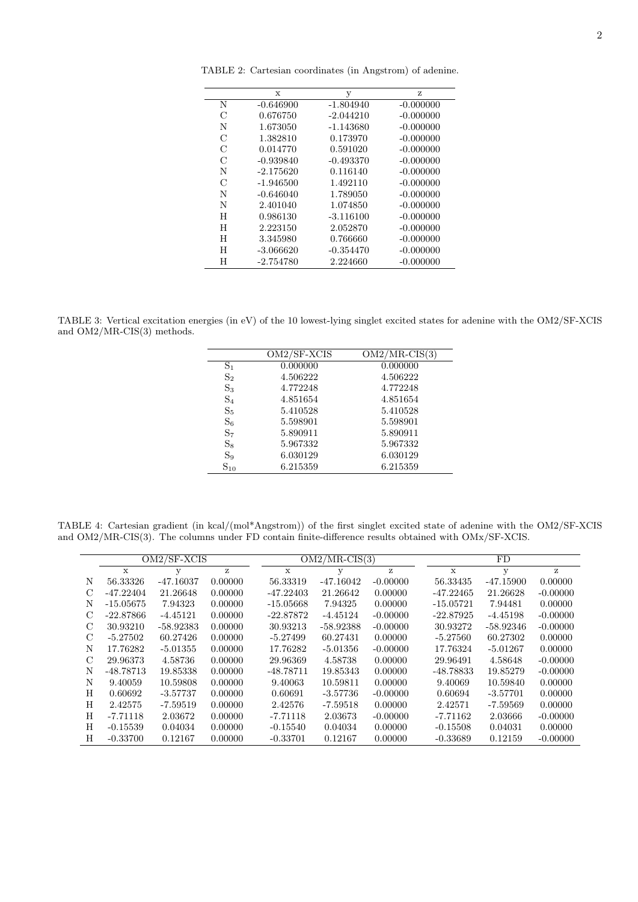TABLE 2: Cartesian coordinates (in Angstrom) of adenine.

| | x | y | z |
|---|---|---|---|
| N | -0.646900 | -1.804940 | -0.000000 |
| C | 0.676750 | -2.044210 | -0.000000 |
| N | 1.673050 | -1.143680 | -0.000000 |
| C | 1.382810 | 0.173970 | -0.000000 |
| C | 0.014770 | 0.591020 | -0.000000 |
| C | -0.939840 | -0.493370 | -0.000000 |
| N | -2.175620 | 0.116140 | -0.000000 |
| C | -1.946500 | 1.492110 | -0.000000 |
| N | -0.646040 | 1.789050 | -0.000000 |
| N | 2.401040 | 1.074850 | -0.000000 |
| H | 0.986130 | -3.116100 | -0.000000 |
| H | 2.223150 | 2.052870 | -0.000000 |
| H | 3.345980 | 0.766660 | -0.000000 |
| H | -3.066620 | -0.354470 | -0.000000 |
| H | -2.754780 | 2.224660 | -0.000000 |

TABLE 3: Vertical excitation energies (in eV) of the 10 lowest-lying singlet excited states for adenine with the OM2/SF-XCIS and OM2/MR-CIS(3) methods.

| | OM2/SF-XCIS | OM2/MR-CIS(3) |
|---|---|---|
| $S_1$ | 0.000000 | 0.000000 |
| $S_2$ | 4.506222 | 4.506222 |
| $S_3$ | 4.772248 | 4.772248 |
| $S_4$ | 4.851654 | 4.851654 |
| $S_5$ | 5.410528 | 5.410528 |
| $S_6$ | 5.598901 | 5.598901 |
| $S_7$ | 5.890911 | 5.890911 |
| $S_8$ | 5.967332 | 5.967332 |
| $S_9$ | 6.030129 | 6.030129 |
| $S_{10}$ | 6.215359 | 6.215359 |

TABLE 4: Cartesian gradient (in kcal/(mol*Angstrom)) of the first singlet excited state of adenine with the OM2/SF-XCIS and OM2/MR-CIS(3). The columns under FD contain finite-difference results obtained with OMx/SF-XCIS.

| | OM2/SF-XCIS | | | OM2/MR-CIS(3) | | | FD | | |
|---|---|---|---|---|---|---|---|---|---|
| | x | y | z | x | y | z | x | y | z |
| N | 56.33326 | -47.16037 | 0.00000 | 56.33319 | -47.16042 | -0.00000 | 56.33435 | -47.15900 | 0.00000 |
| C | -47.22404 | 21.26648 | 0.00000 | -47.22403 | 21.26642 | 0.00000 | -47.22465 | 21.26628 | -0.00000 |
| N | -15.05675 | 7.94323 | 0.00000 | -15.05668 | 7.94325 | 0.00000 | -15.05721 | 7.94481 | 0.00000 |
| C | -22.87866 | -4.45121 | 0.00000 | -22.87872 | -4.45124 | -0.00000 | -22.87925 | -4.45198 | -0.00000 |
| C | 30.93210 | -58.92383 | 0.00000 | 30.93213 | -58.92388 | -0.00000 | 30.93272 | -58.92346 | -0.00000 |
| C | -5.27502 | 60.27426 | 0.00000 | -5.27499 | 60.27431 | 0.00000 | -5.27560 | 60.27302 | 0.00000 |
| N | 17.76282 | -5.01355 | 0.00000 | 17.76282 | -5.01356 | -0.00000 | 17.76324 | -5.01267 | 0.00000 |
| C | 29.96373 | 4.58736 | 0.00000 | 29.96369 | 4.58738 | 0.00000 | 29.96491 | 4.58648 | -0.00000 |
| N | -48.78713 | 19.85338 | 0.00000 | -48.78711 | 19.85343 | 0.00000 | -48.78833 | 19.85279 | -0.00000 |
| N | 9.40059 | 10.59808 | 0.00000 | 9.40063 | 10.59811 | 0.00000 | 9.40069 | 10.59840 | 0.00000 |
| H | 0.60692 | -3.57737 | 0.00000 | 0.60691 | -3.57736 | -0.00000 | 0.60694 | -3.57701 | 0.00000 |
| H | 2.42575 | -7.59519 | 0.00000 | 2.42576 | -7.59518 | 0.00000 | 2.42571 | -7.59569 | 0.00000 |
| H | -7.71118 | 2.03672 | 0.00000 | -7.71118 | 2.03673 | -0.00000 | -7.71162 | 2.03666 | -0.00000 |
| H | -0.15539 | 0.04034 | 0.00000 | -0.15540 | 0.04034 | 0.00000 | -0.15508 | 0.04031 | 0.00000 |
| H | -0.33700 | 0.12167 | 0.00000 | -0.33701 | 0.12167 | 0.00000 | -0.33689 | 0.12159 | -0.00000 |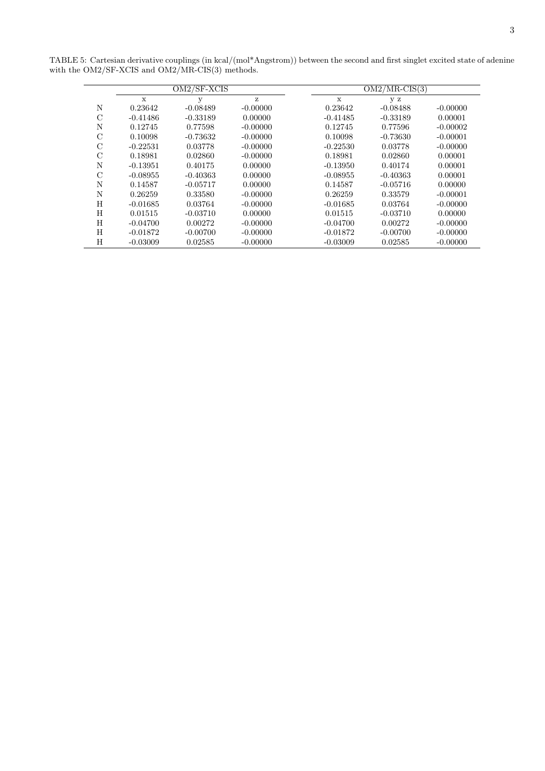TABLE 5: Cartesian derivative couplings (in kcal/(mol*Angstrom)) between the second and first singlet excited state of adenine with the OM2/SF-XCIS and OM2/MR-CIS(3) methods.

| | OM2/SF-XCIS | | | OM2/MR-CIS(3) | | |
|---|---|---|---|---|---|---|
| | x | y | z | x | y z | |
| N | 0.23642 | -0.08489 | -0.00000 | 0.23642 | -0.08488 | -0.00000 |
| C | -0.41486 | -0.33189 | 0.00000 | -0.41485 | -0.33189 | 0.00001 |
| N | 0.12745 | 0.77598 | -0.00000 | 0.12745 | 0.77596 | -0.00002 |
| C | 0.10098 | -0.73632 | -0.00000 | 0.10098 | -0.73630 | -0.00001 |
| C | -0.22531 | 0.03778 | -0.00000 | -0.22530 | 0.03778 | -0.00000 |
| C | 0.18981 | 0.02860 | -0.00000 | 0.18981 | 0.02860 | 0.00001 |
| N | -0.13951 | 0.40175 | 0.00000 | -0.13950 | 0.40174 | 0.00001 |
| C | -0.08955 | -0.40363 | 0.00000 | -0.08955 | -0.40363 | 0.00001 |
| N | 0.14587 | -0.05717 | 0.00000 | 0.14587 | -0.05716 | 0.00000 |
| N | 0.26259 | 0.33580 | -0.00000 | 0.26259 | 0.33579 | -0.00001 |
| H | -0.01685 | 0.03764 | -0.00000 | -0.01685 | 0.03764 | -0.00000 |
| H | 0.01515 | -0.03710 | 0.00000 | 0.01515 | -0.03710 | 0.00000 |
| H | -0.04700 | 0.00272 | -0.00000 | -0.04700 | 0.00272 | -0.00000 |
| H | -0.01872 | -0.00700 | -0.00000 | -0.01872 | -0.00700 | -0.00000 |
| H | -0.03009 | 0.02585 | -0.00000 | -0.03009 | 0.02585 | -0.00000 |